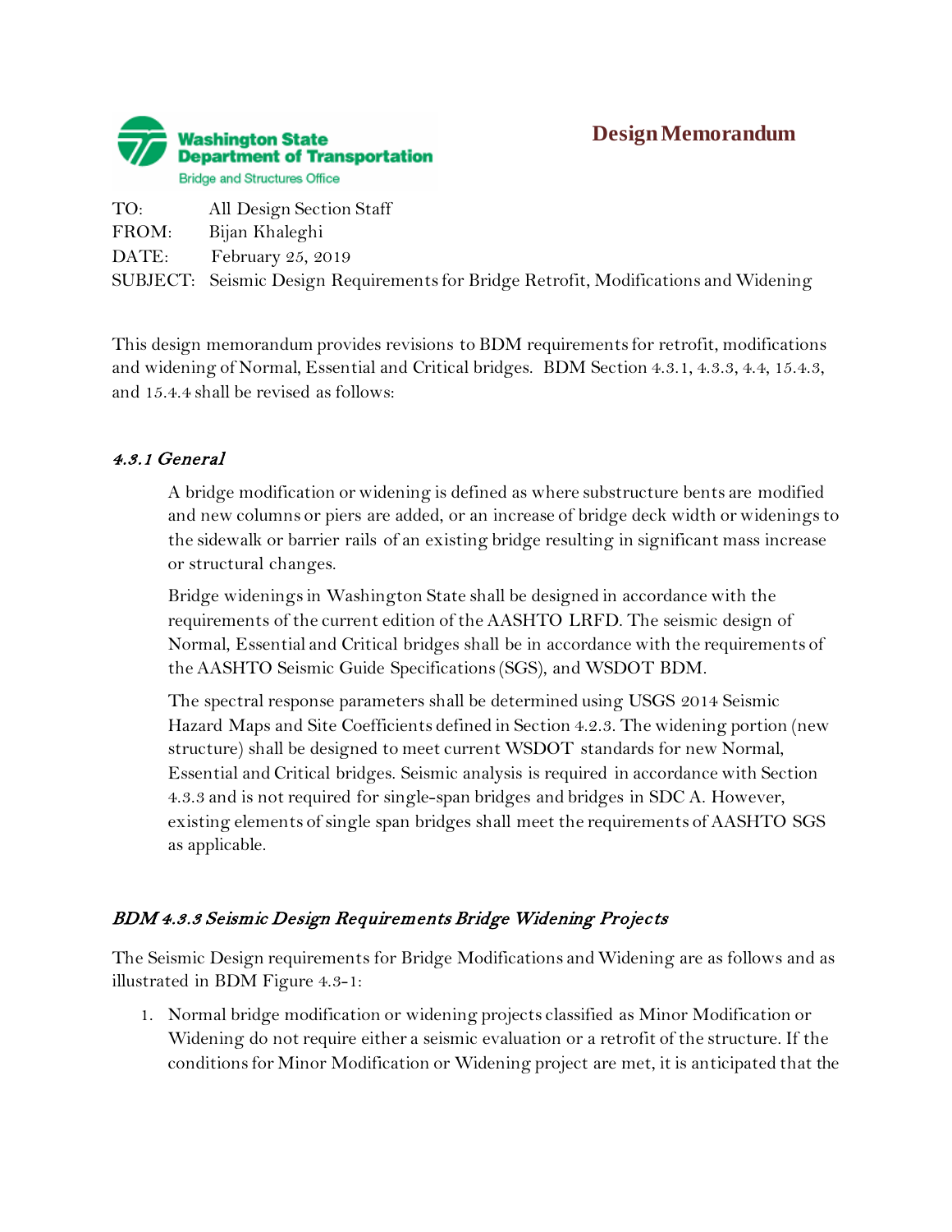Washington State Department of Transportation
Bridge and Structures Office

**Design Memorandum**

TO: All Design Section Staff
FROM: Bijan Khaleghi
DATE: February 25, 2019
SUBJECT: Seismic Design Requirements for Bridge Retrofit, Modifications and Widening

This design memorandum provides revisions to BDM requirements for retrofit, modifications and widening of Normal, Essential and Critical bridges. BDM Section 4.3.1, 4.3.3, 4.4, 15.4.3, and 15.4.4 shall be revised as follows:

### *4.3.1 General*

A bridge modification or widening is defined as where substructure bents are modified and new columns or piers are added, or an increase of bridge deck width or widenings to the sidewalk or barrier rails of an existing bridge resulting in significant mass increase or structural changes.

Bridge widenings in Washington State shall be designed in accordance with the requirements of the current edition of the AASHTO LRFD. The seismic design of Normal, Essential and Critical bridges shall be in accordance with the requirements of the AASHTO Seismic Guide Specifications (SGS), and WSDOT BDM.

The spectral response parameters shall be determined using USGS 2014 Seismic Hazard Maps and Site Coefficients defined in Section 4.2.3. The widening portion (new structure) shall be designed to meet current WSDOT standards for new Normal, Essential and Critical bridges. Seismic analysis is required in accordance with Section 4.3.3 and is not required for single-span bridges and bridges in SDC A. However, existing elements of single span bridges shall meet the requirements of AASHTO SGS as applicable.

### *BDM 4.3.3 Seismic Design Requirements Bridge Widening Projects*

The Seismic Design requirements for Bridge Modifications and Widening are as follows and as illustrated in BDM Figure 4.3-1:

1. Normal bridge modification or widening projects classified as Minor Modification or Widening do not require either a seismic evaluation or a retrofit of the structure. If the conditions for Minor Modification or Widening project are met, it is anticipated that the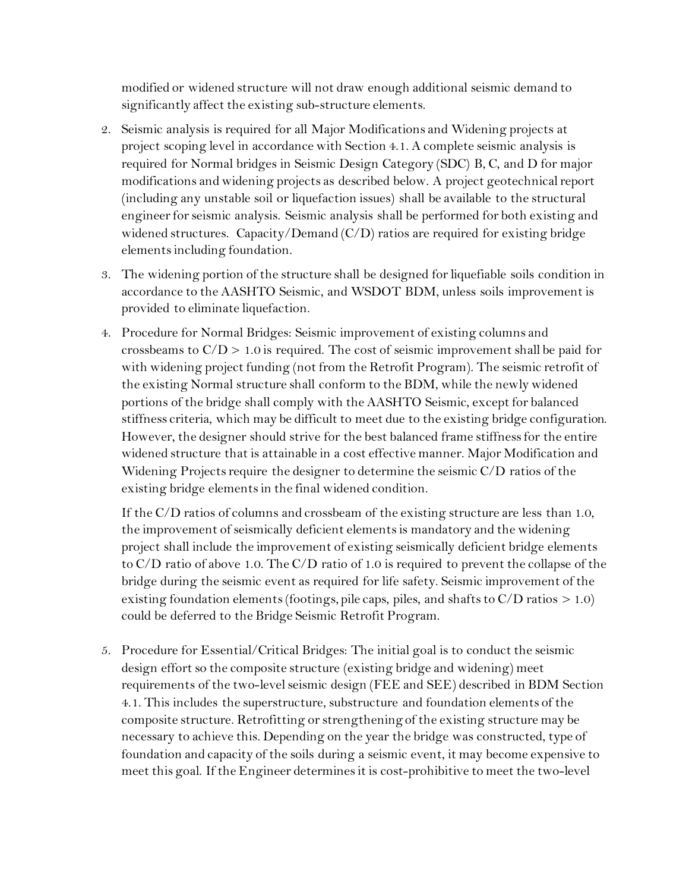modified or widened structure will not draw enough additional seismic demand to significantly affect the existing sub-structure elements.

2. Seismic analysis is required for all Major Modifications and Widening projects at project scoping level in accordance with Section 4.1. A complete seismic analysis is required for Normal bridges in Seismic Design Category (SDC) B, C, and D for major modifications and widening projects as described below. A project geotechnical report (including any unstable soil or liquefaction issues) shall be available to the structural engineer for seismic analysis. Seismic analysis shall be performed for both existing and widened structures. Capacity/Demand (C/D) ratios are required for existing bridge elements including foundation.

3. The widening portion of the structure shall be designed for liquefiable soils condition in accordance to the AASHTO Seismic, and WSDOT BDM, unless soils improvement is provided to eliminate liquefaction.

4. Procedure for Normal Bridges: Seismic improvement of existing columns and crossbeams to C/D > 1.0 is required. The cost of seismic improvement shall be paid for with widening project funding (not from the Retrofit Program). The seismic retrofit of the existing Normal structure shall conform to the BDM, while the newly widened portions of the bridge shall comply with the AASHTO Seismic, except for balanced stiffness criteria, which may be difficult to meet due to the existing bridge configuration. However, the designer should strive for the best balanced frame stiffness for the entire widened structure that is attainable in a cost effective manner. Major Modification and Widening Projects require the designer to determine the seismic C/D ratios of the existing bridge elements in the final widened condition.

   If the C/D ratios of columns and crossbeam of the existing structure are less than 1.0, the improvement of seismically deficient elements is mandatory and the widening project shall include the improvement of existing seismically deficient bridge elements to C/D ratio of above 1.0. The C/D ratio of 1.0 is required to prevent the collapse of the bridge during the seismic event as required for life safety. Seismic improvement of the existing foundation elements (footings, pile caps, piles, and shafts to C/D ratios > 1.0) could be deferred to the Bridge Seismic Retrofit Program.

5. Procedure for Essential/Critical Bridges: The initial goal is to conduct the seismic design effort so the composite structure (existing bridge and widening) meet requirements of the two-level seismic design (FEE and SEE) described in BDM Section 4.1. This includes the superstructure, substructure and foundation elements of the composite structure. Retrofitting or strengthening of the existing structure may be necessary to achieve this. Depending on the year the bridge was constructed, type of foundation and capacity of the soils during a seismic event, it may become expensive to meet this goal. If the Engineer determines it is cost-prohibitive to meet the two-level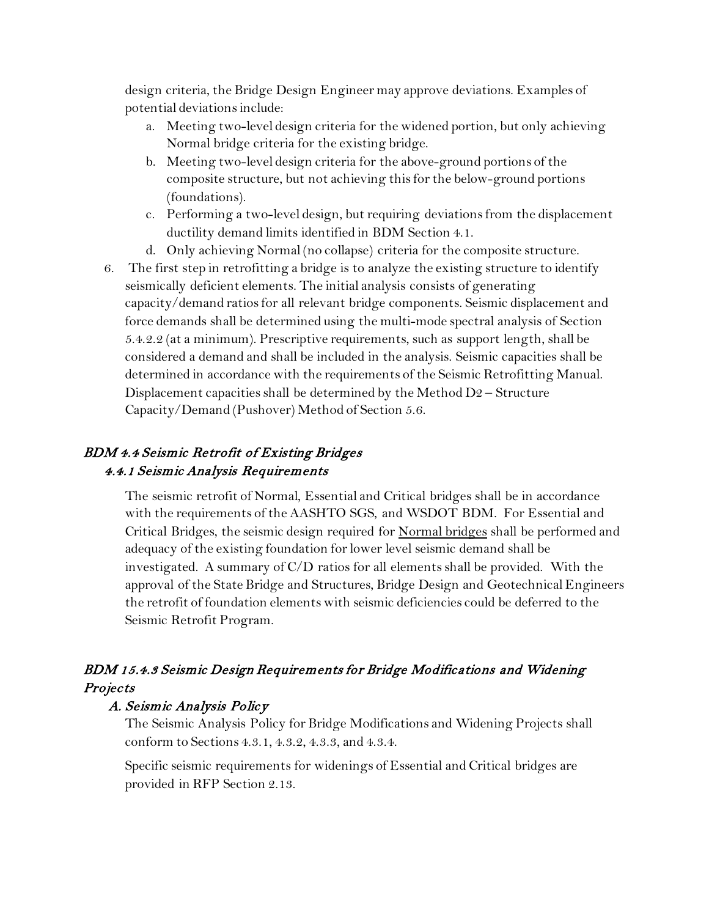design criteria, the Bridge Design Engineer may approve deviations. Examples of potential deviations include:

a. Meeting two-level design criteria for the widened portion, but only achieving Normal bridge criteria for the existing bridge.
b. Meeting two-level design criteria for the above-ground portions of the composite structure, but not achieving this for the below-ground portions (foundations).
c. Performing a two-level design, but requiring deviations from the displacement ductility demand limits identified in BDM Section 4.1.
d. Only achieving Normal (no collapse) criteria for the composite structure.

6. The first step in retrofitting a bridge is to analyze the existing structure to identify seismically deficient elements. The initial analysis consists of generating capacity/demand ratios for all relevant bridge components. Seismic displacement and force demands shall be determined using the multi-mode spectral analysis of Section 5.4.2.2 (at a minimum). Prescriptive requirements, such as support length, shall be considered a demand and shall be included in the analysis. Seismic capacities shall be determined in accordance with the requirements of the Seismic Retrofitting Manual. Displacement capacities shall be determined by the Method D2 – Structure Capacity/Demand (Pushover) Method of Section 5.6.

## *BDM 4.4 Seismic Retrofit of Existing Bridges*

### *4.4.1 Seismic Analysis Requirements*

The seismic retrofit of Normal, Essential and Critical bridges shall be in accordance with the requirements of the AASHTO SGS, and WSDOT BDM. For Essential and Critical Bridges, the seismic design required for <u>Normal bridges</u> shall be performed and adequacy of the existing foundation for lower level seismic demand shall be investigated. A summary of C/D ratios for all elements shall be provided. With the approval of the State Bridge and Structures, Bridge Design and Geotechnical Engineers the retrofit of foundation elements with seismic deficiencies could be deferred to the Seismic Retrofit Program.

## *BDM 15.4.3 Seismic Design Requirements for Bridge Modifications and Widening Projects*

### *A. Seismic Analysis Policy*

The Seismic Analysis Policy for Bridge Modifications and Widening Projects shall conform to Sections 4.3.1, 4.3.2, 4.3.3, and 4.3.4.

Specific seismic requirements for widenings of Essential and Critical bridges are provided in RFP Section 2.13.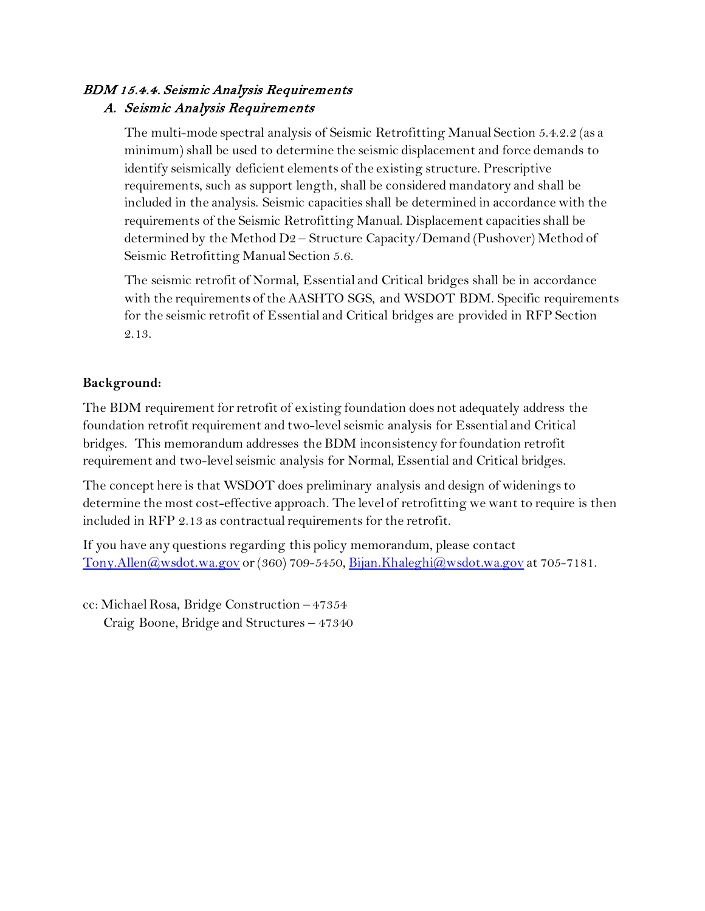*BDM 15.4.4. Seismic Analysis Requirements*

*A. Seismic Analysis Requirements*

The multi-mode spectral analysis of Seismic Retrofitting Manual Section 5.4.2.2 (as a minimum) shall be used to determine the seismic displacement and force demands to identify seismically deficient elements of the existing structure. Prescriptive requirements, such as support length, shall be considered mandatory and shall be included in the analysis. Seismic capacities shall be determined in accordance with the requirements of the Seismic Retrofitting Manual. Displacement capacities shall be determined by the Method D2 – Structure Capacity/Demand (Pushover) Method of Seismic Retrofitting Manual Section 5.6.

The seismic retrofit of Normal, Essential and Critical bridges shall be in accordance with the requirements of the AASHTO SGS, and WSDOT BDM. Specific requirements for the seismic retrofit of Essential and Critical bridges are provided in RFP Section 2.13.

**Background:**

The BDM requirement for retrofit of existing foundation does not adequately address the foundation retrofit requirement and two-level seismic analysis for Essential and Critical bridges. This memorandum addresses the BDM inconsistency for foundation retrofit requirement and two-level seismic analysis for Normal, Essential and Critical bridges.

The concept here is that WSDOT does preliminary analysis and design of widenings to determine the most cost-effective approach. The level of retrofitting we want to require is then included in RFP 2.13 as contractual requirements for the retrofit.

If you have any questions regarding this policy memorandum, please contact Tony.Allen@wsdot.wa.gov or (360) 709-5450, Bijan.Khaleghi@wsdot.wa.gov at 705-7181.

cc: Michael Rosa, Bridge Construction – 47354
Craig Boone, Bridge and Structures – 47340